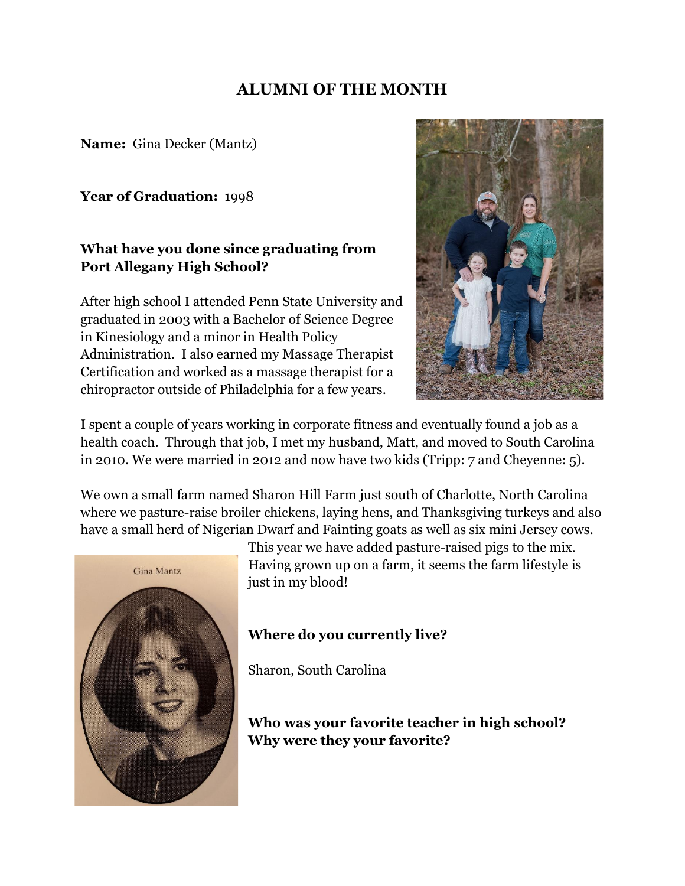# ALUMNI OF THE MONTH

**Name:** Gina Decker (Mantz)

**Year of Graduation:** 1998

**What have you done since graduating from Port Allegany High School?**

After high school I attended Penn State University and graduated in 2003 with a Bachelor of Science Degree in Kinesiology and a minor in Health Policy Administration. I also earned my Massage Therapist Certification and worked as a massage therapist for a chiropractor outside of Philadelphia for a few years.

I spent a couple of years working in corporate fitness and eventually found a job as a health coach. Through that job, I met my husband, Matt, and moved to South Carolina in 2010. We were married in 2012 and now have two kids (Tripp: 7 and Cheyenne: 5).

We own a small farm named Sharon Hill Farm just south of Charlotte, North Carolina where we pasture-raise broiler chickens, laying hens, and Thanksgiving turkeys and also have a small herd of Nigerian Dwarf and Fainting goats as well as six mini Jersey cows. This year we have added pasture-raised pigs to the mix. Having grown up on a farm, it seems the farm lifestyle is just in my blood!

Gina Mantz

**Where do you currently live?**

Sharon, South Carolina

**Who was your favorite teacher in high school? Why were they your favorite?**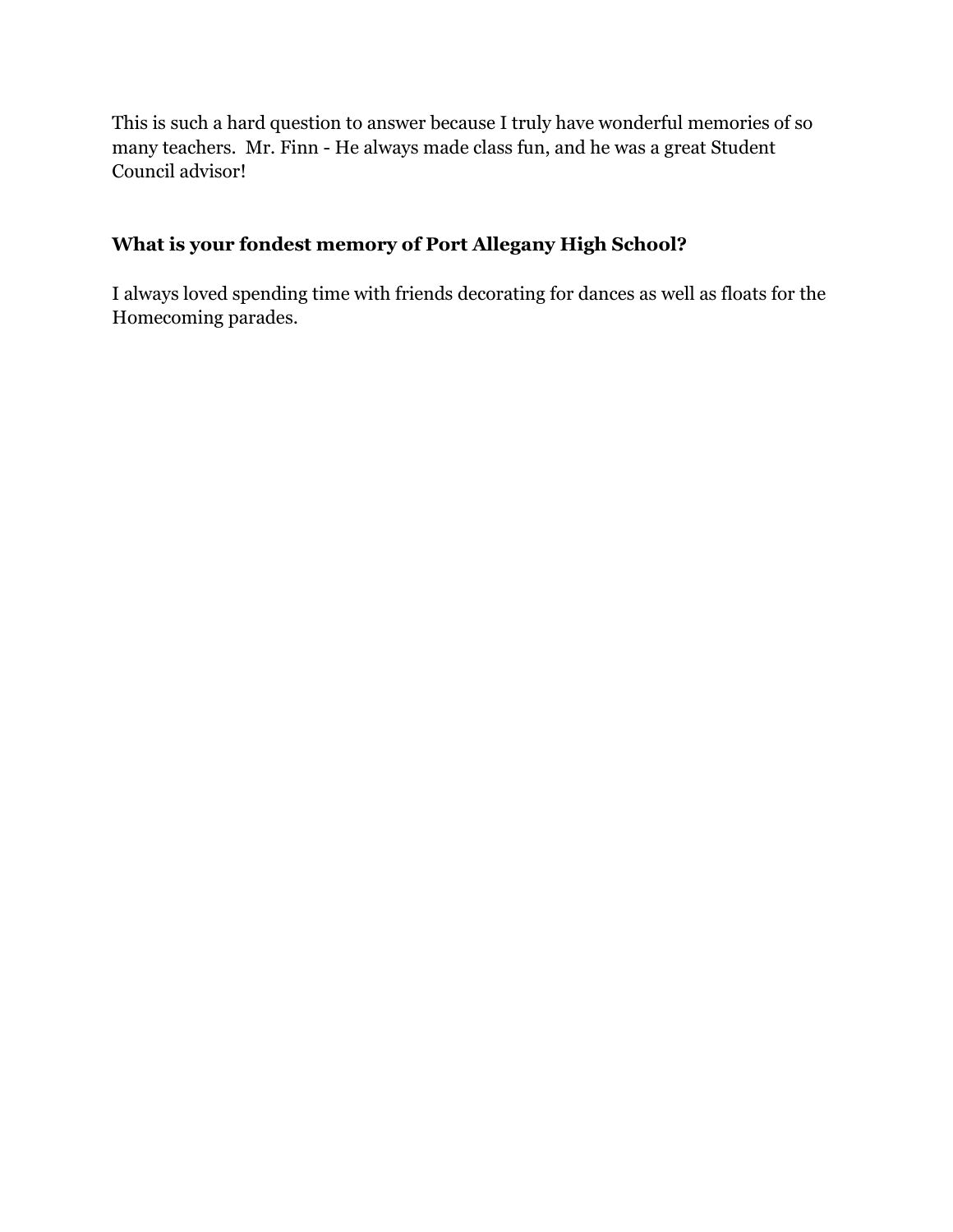This is such a hard question to answer because I truly have wonderful memories of so many teachers. Mr. Finn - He always made class fun, and he was a great Student Council advisor!

**What is your fondest memory of Port Allegany High School?**

I always loved spending time with friends decorating for dances as well as floats for the Homecoming parades.